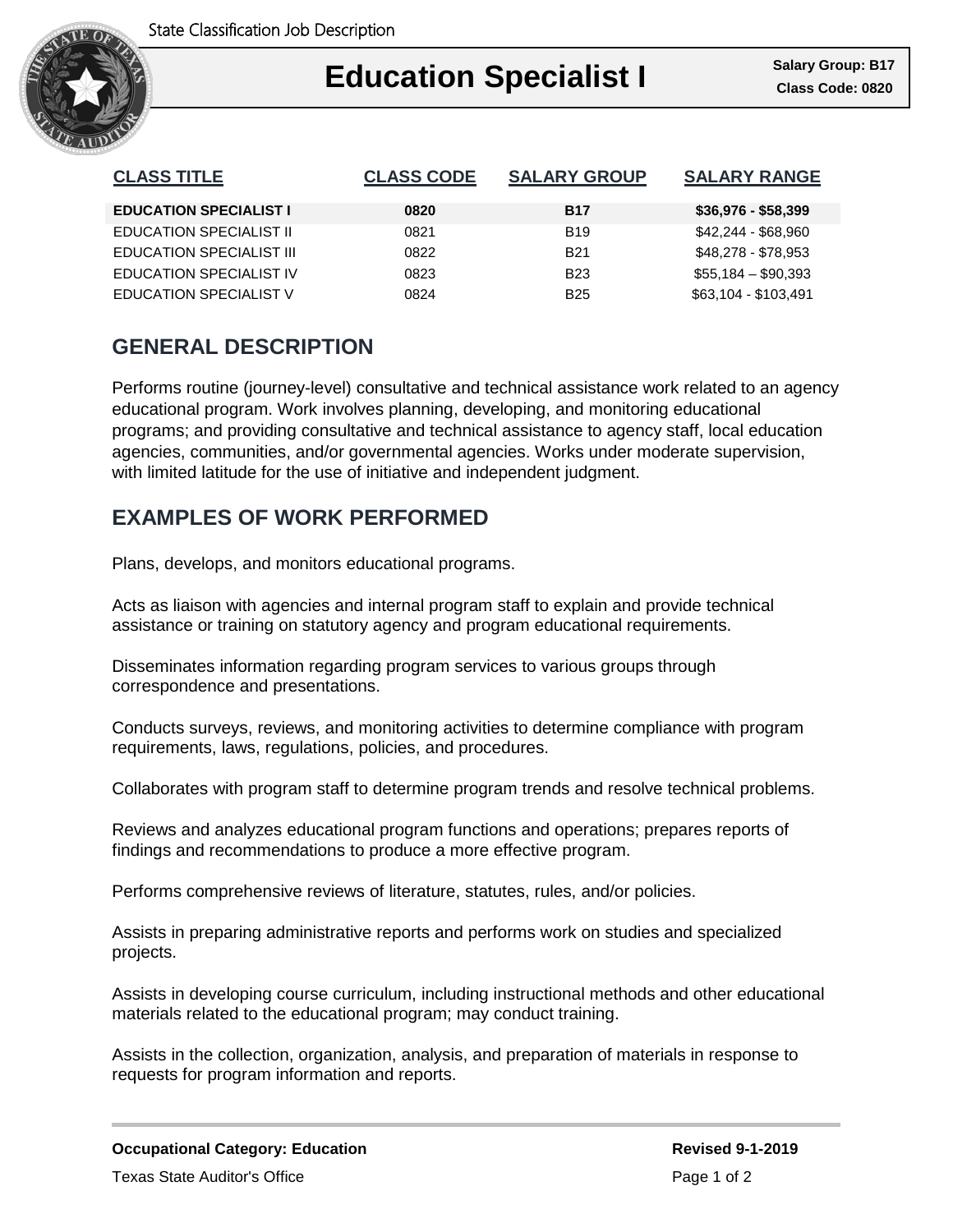State Classification Job Description

# Education Specialist I

**Salary Group: B17**
**Class Code: 0820**

| CLASS TITLE | CLASS CODE | SALARY GROUP | SALARY RANGE |
|---|---|---|---|
| **EDUCATION SPECIALIST I** | **0820** | **B17** | **$36,976 - $58,399** |
| EDUCATION SPECIALIST II | 0821 | B19 | $42,244 - $68,960 |
| EDUCATION SPECIALIST III | 0822 | B21 | $48,278 - $78,953 |
| EDUCATION SPECIALIST IV | 0823 | B23 | $55,184 – $90,393 |
| EDUCATION SPECIALIST V | 0824 | B25 | $63,104 - $103,491 |

## GENERAL DESCRIPTION

Performs routine (journey-level) consultative and technical assistance work related to an agency educational program. Work involves planning, developing, and monitoring educational programs; and providing consultative and technical assistance to agency staff, local education agencies, communities, and/or governmental agencies. Works under moderate supervision, with limited latitude for the use of initiative and independent judgment.

## EXAMPLES OF WORK PERFORMED

Plans, develops, and monitors educational programs.

Acts as liaison with agencies and internal program staff to explain and provide technical assistance or training on statutory agency and program educational requirements.

Disseminates information regarding program services to various groups through correspondence and presentations.

Conducts surveys, reviews, and monitoring activities to determine compliance with program requirements, laws, regulations, policies, and procedures.

Collaborates with program staff to determine program trends and resolve technical problems.

Reviews and analyzes educational program functions and operations; prepares reports of findings and recommendations to produce a more effective program.

Performs comprehensive reviews of literature, statutes, rules, and/or policies.

Assists in preparing administrative reports and performs work on studies and specialized projects.

Assists in developing course curriculum, including instructional methods and other educational materials related to the educational program; may conduct training.

Assists in the collection, organization, analysis, and preparation of materials in response to requests for program information and reports.

**Occupational Category: Education** **Revised 9-1-2019**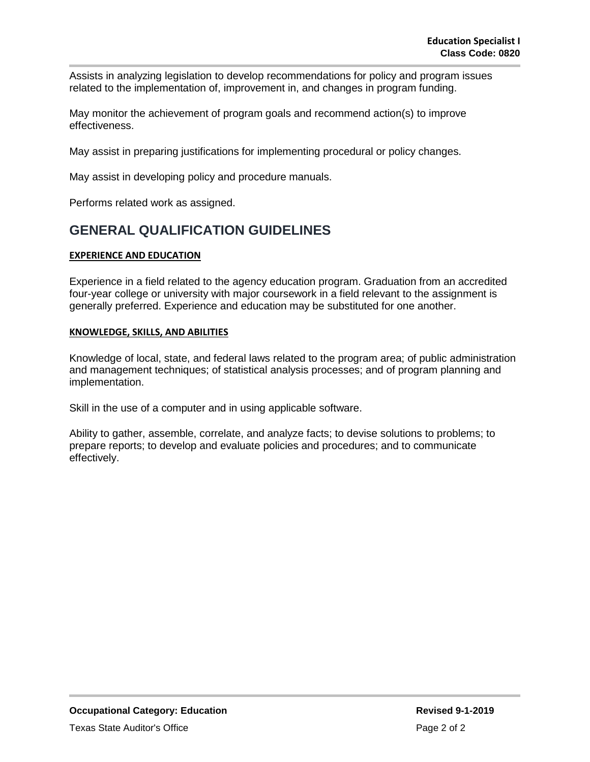Assists in analyzing legislation to develop recommendations for policy and program issues related to the implementation of, improvement in, and changes in program funding.

May monitor the achievement of program goals and recommend action(s) to improve effectiveness.

May assist in preparing justifications for implementing procedural or policy changes.

May assist in developing policy and procedure manuals.

Performs related work as assigned.

## GENERAL QUALIFICATION GUIDELINES

### EXPERIENCE AND EDUCATION

Experience in a field related to the agency education program. Graduation from an accredited four-year college or university with major coursework in a field relevant to the assignment is generally preferred. Experience and education may be substituted for one another.

### KNOWLEDGE, SKILLS, AND ABILITIES

Knowledge of local, state, and federal laws related to the program area; of public administration and management techniques; of statistical analysis processes; and of program planning and implementation.

Skill in the use of a computer and in using applicable software.

Ability to gather, assemble, correlate, and analyze facts; to devise solutions to problems; to prepare reports; to develop and evaluate policies and procedures; and to communicate effectively.